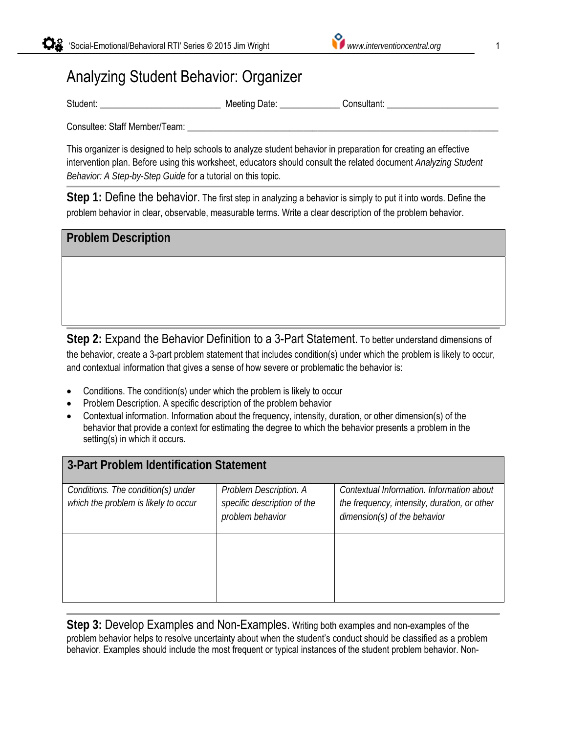# Analyzing Student Behavior: Organizer

Student: __________________________ Meeting Date: _____________ Consultant: ________________________

Consultee: Staff Member/Team: _________________________________________________________________________

This organizer is designed to help schools to analyze student behavior in preparation for creating an effective intervention plan. Before using this worksheet, educators should consult the related document *Analyzing Student Behavior: A Step-by-Step Guide* for a tutorial on this topic.

**Step 1:** Define the behavior. The first step in analyzing a behavior is simply to put it into words. Define the problem behavior in clear, observable, measurable terms. Write a clear description of the problem behavior.

| **Problem Description** |
|---|
| |

**Step 2:** Expand the Behavior Definition to a 3-Part Statement. To better understand dimensions of the behavior, create a 3-part problem statement that includes condition(s) under which the problem is likely to occur, and contextual information that gives a sense of how severe or problematic the behavior is:

- Conditions. The condition(s) under which the problem is likely to occur
- Problem Description. A specific description of the problem behavior
- Contextual information. Information about the frequency, intensity, duration, or other dimension(s) of the behavior that provide a context for estimating the degree to which the behavior presents a problem in the setting(s) in which it occurs.

| **3-Part Problem Identification Statement** | | |
|---|---|---|
| *Conditions. The condition(s) under which the problem is likely to occur* | *Problem Description. A specific description of the problem behavior* | *Contextual Information. Information about the frequency, intensity, duration, or other dimension(s) of the behavior* |
| | | |

**Step 3:** Develop Examples and Non-Examples. Writing both examples and non-examples of the problem behavior helps to resolve uncertainty about when the student's conduct should be classified as a problem behavior. Examples should include the most frequent or typical instances of the student problem behavior. Non-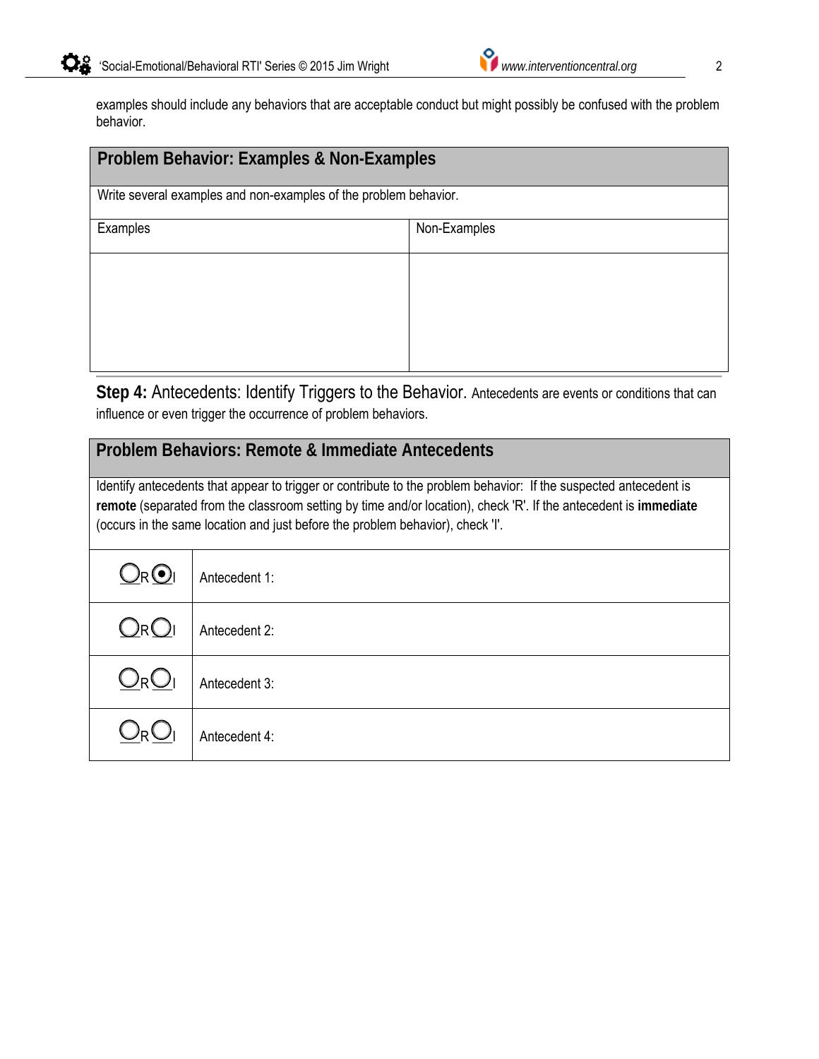examples should include any behaviors that are acceptable conduct but might possibly be confused with the problem behavior.

| **Problem Behavior: Examples & Non-Examples** | |
|---|---|
| Write several examples and non-examples of the problem behavior. | |
| Examples | Non-Examples |
| | |

**Step 4:** Antecedents: Identify Triggers to the Behavior. Antecedents are events or conditions that can influence or even trigger the occurrence of problem behaviors.

| **Problem Behaviors: Remote & Immediate Antecedents** | |
|---|---|
| Identify antecedents that appear to trigger or contribute to the problem behavior: If the suspected antecedent is **remote** (separated from the classroom setting by time and/or location), check 'R'. If the antecedent is **immediate** (occurs in the same location and just before the problem behavior), check 'I'. | |
| ○R ◉I | Antecedent 1: |
| ○R ○I | Antecedent 2: |
| ○R ○I | Antecedent 3: |
| ○R ○I | Antecedent 4: |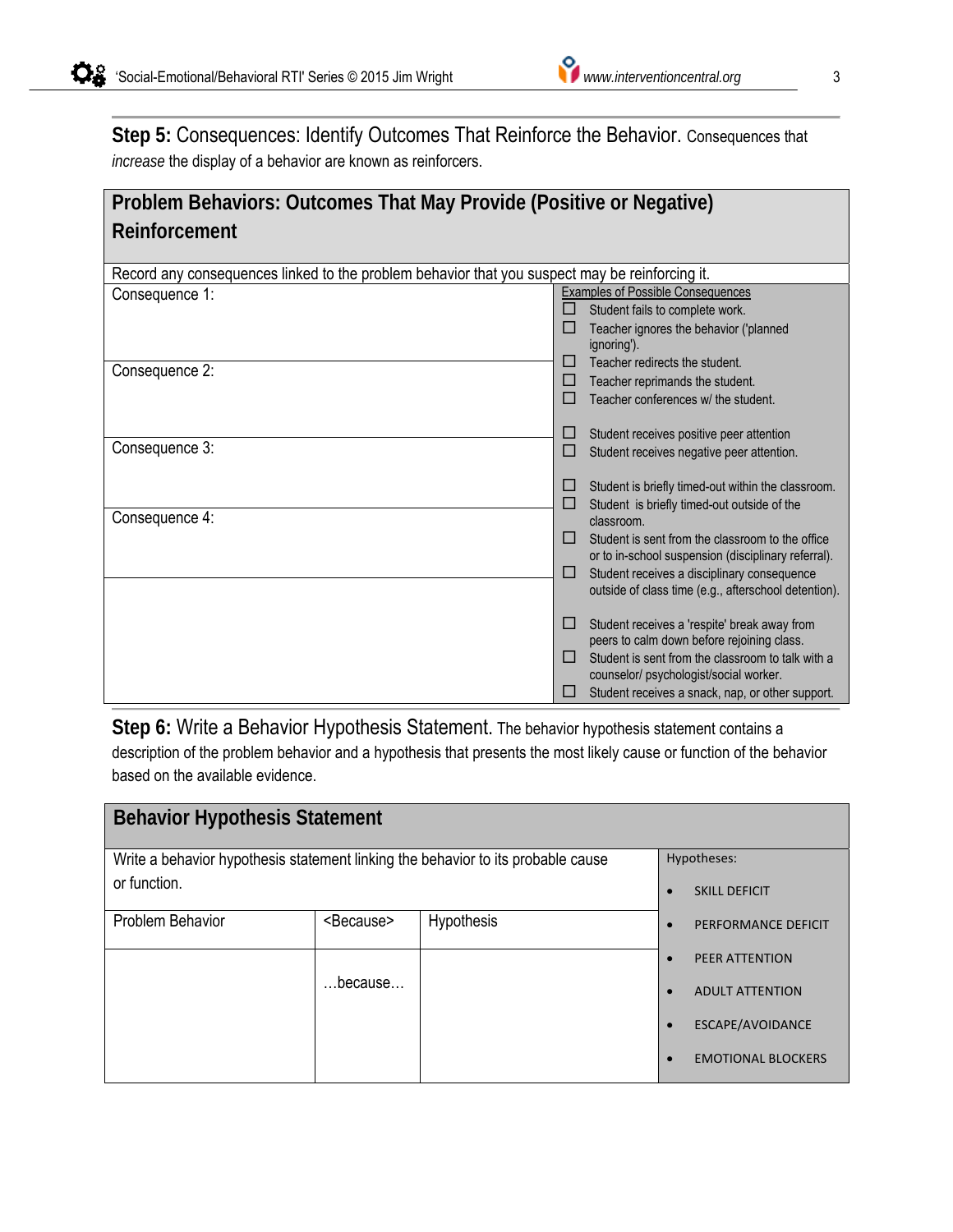**Step 5:** Consequences: Identify Outcomes That Reinforce the Behavior. Consequences that *increase* the display of a behavior are known as reinforcers.

## Problem Behaviors: Outcomes That May Provide (Positive or Negative) Reinforcement

Record any consequences linked to the problem behavior that you suspect may be reinforcing it.

| | Examples of Possible Consequences |
|---|---|
| Consequence 1: | ☐ Student fails to complete work.<br>☐ Teacher ignores the behavior ('planned ignoring'). |
| Consequence 2: | ☐ Teacher redirects the student.<br>☐ Teacher reprimands the student.<br>☐ Teacher conferences w/ the student.<br>☐ Student receives positive peer attention |
| Consequence 3: | ☐ Student receives negative peer attention.<br>☐ Student is briefly timed-out within the classroom.<br>☐ Student is briefly timed-out outside of the classroom. |
| Consequence 4: | ☐ Student is sent from the classroom to the office or to in-school suspension (disciplinary referral).<br>☐ Student receives a disciplinary consequence outside of class time (e.g., afterschool detention). |
| | ☐ Student receives a 'respite' break away from peers to calm down before rejoining class.<br>☐ Student is sent from the classroom to talk with a counselor/ psychologist/social worker.<br>☐ Student receives a snack, nap, or other support. |

**Step 6:** Write a Behavior Hypothesis Statement. The behavior hypothesis statement contains a description of the problem behavior and a hypothesis that presents the most likely cause or function of the behavior based on the available evidence.

## Behavior Hypothesis Statement

Write a behavior hypothesis statement linking the behavior to its probable cause or function.

| Problem Behavior | <Because> | Hypothesis |
|---|---|---|
| | …because… | |

Hypotheses:

- SKILL DEFICIT
- PERFORMANCE DEFICIT
- PEER ATTENTION
- ADULT ATTENTION
- ESCAPE/AVOIDANCE
- EMOTIONAL BLOCKERS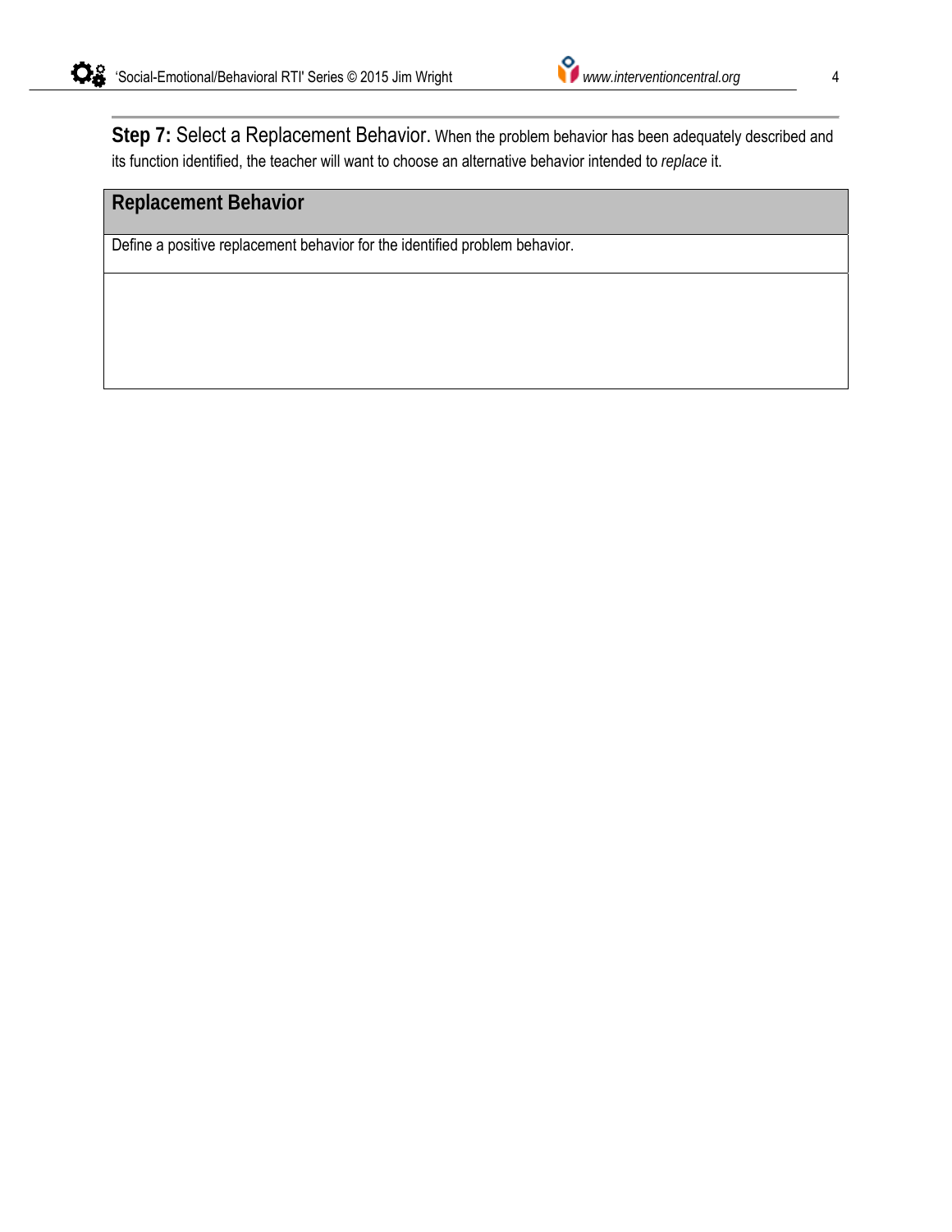**Step 7:** Select a Replacement Behavior. When the problem behavior has been adequately described and its function identified, the teacher will want to choose an alternative behavior intended to *replace* it.

| **Replacement Behavior** |
| --- |
| Define a positive replacement behavior for the identified problem behavior. |
| |